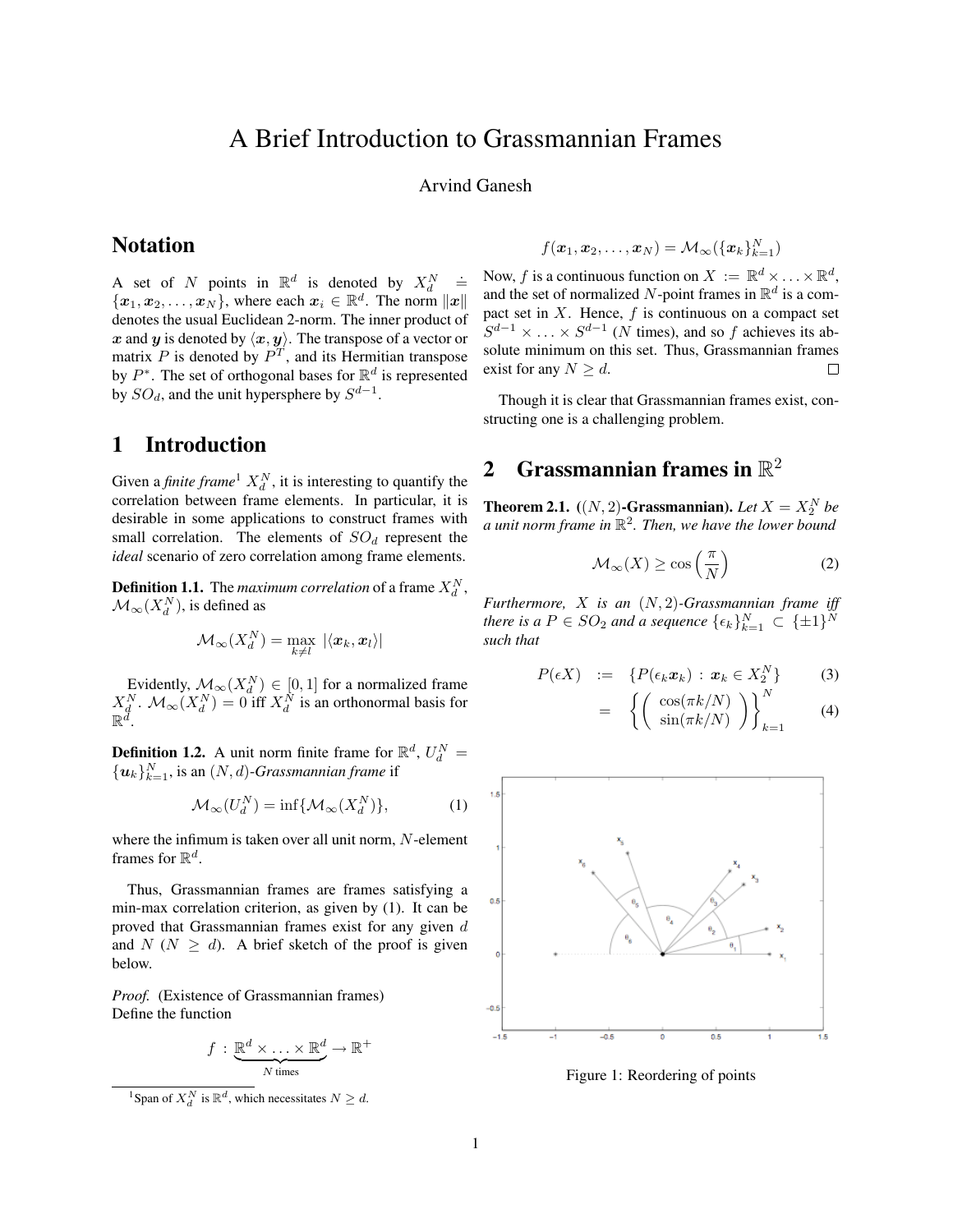# A Brief Introduction to Grassmannian Frames

Arvind Ganesh

## Notation

A set of $N$ points in $\mathbb{R}^d$ is denoted by $X_d^N \doteq \{\boldsymbol{x}_1, \boldsymbol{x}_2, \ldots, \boldsymbol{x}_N\}$, where each $\boldsymbol{x}_i \in \mathbb{R}^d$. The norm $\|\boldsymbol{x}\|$ denotes the usual Euclidean 2-norm. The inner product of $\boldsymbol{x}$ and $\boldsymbol{y}$ is denoted by $\langle \boldsymbol{x}, \boldsymbol{y} \rangle$. The transpose of a vector or matrix $P$ is denoted by $P^T$, and its Hermitian transpose by $P^*$. The set of orthogonal bases for $\mathbb{R}^d$ is represented by $SO_d$, and the unit hypersphere by $S^{d-1}$.

## 1 Introduction

Given a *finite frame*[1] $X_d^N$, it is interesting to quantify the correlation between frame elements. In particular, it is desirable in some applications to construct frames with small correlation. The elements of $SO_d$ represent the *ideal* scenario of zero correlation among frame elements.

**Definition 1.1.** The *maximum correlation* of a frame $X_d^N$, $\mathcal{M}_\infty(X_d^N)$, is defined as

$$\mathcal{M}_\infty(X_d^N) = \max_{k \neq l} |\langle \boldsymbol{x}_k, \boldsymbol{x}_l \rangle|$$

Evidently, $\mathcal{M}_\infty(X_d^N) \in [0, 1]$ for a normalized frame $X_d^N$. $\mathcal{M}_\infty(X_d^N) = 0$ iff $X_d^N$ is an orthonormal basis for $\mathbb{R}^d$.

**Definition 1.2.** A unit norm finite frame for $\mathbb{R}^d$, $U_d^N = \{\boldsymbol{u}_k\}_{k=1}^N$, is an $(N, d)$-*Grassmannian frame* if

$$\mathcal{M}_\infty(U_d^N) = \inf\{\mathcal{M}_\infty(X_d^N)\}, \tag{1}$$

where the infimum is taken over all unit norm, $N$-element frames for $\mathbb{R}^d$.

Thus, Grassmannian frames are frames satisfying a min-max correlation criterion, as given by (1). It can be proved that Grassmannian frames exist for any given $d$ and $N$ ($N \geq d$). A brief sketch of the proof is given below.

*Proof.* (Existence of Grassmannian frames)
Define the function

$$f : \underbrace{\mathbb{R}^d \times \ldots \times \mathbb{R}^d}_{N \text{ times}} \to \mathbb{R}^+$$

$$f(\boldsymbol{x}_1, \boldsymbol{x}_2, \ldots, \boldsymbol{x}_N) = \mathcal{M}_\infty(\{\boldsymbol{x}_k\}_{k=1}^N)$$

Now, $f$ is a continuous function on $X := \mathbb{R}^d \times \ldots \times \mathbb{R}^d$, and the set of normalized $N$-point frames in $\mathbb{R}^d$ is a compact set in $X$. Hence, $f$ is continuous on a compact set $S^{d-1} \times \ldots \times S^{d-1}$ ($N$ times), and so $f$ achieves its absolute minimum on this set. Thus, Grassmannian frames exist for any $N \geq d$. □

Though it is clear that Grassmannian frames exist, constructing one is a challenging problem.

## 2 Grassmannian frames in $\mathbb{R}^2$

**Theorem 2.1.** (**$(N, 2)$-Grassmannian**). *Let $X = X_2^N$ be a unit norm frame in $\mathbb{R}^2$. Then, we have the lower bound*

$$\mathcal{M}_\infty(X) \geq \cos\left(\frac{\pi}{N}\right) \tag{2}$$

*Furthermore, $X$ is an $(N, 2)$-Grassmannian frame iff there is a $P \in SO_2$ and a sequence $\{\epsilon_k\}_{k=1}^N \subset \{\pm 1\}^N$ such that*

$$P(\epsilon X) := \{P(\epsilon_k \boldsymbol{x}_k) : \boldsymbol{x}_k \in X_2^N\} \tag{3}$$

$$= \left\{ \begin{pmatrix} \cos(\pi k/N) \\ \sin(\pi k/N) \end{pmatrix} \right\}_{k=1}^N \tag{4}$$

Figure 1: Reordering of points

[1] Span of $X_d^N$ is $\mathbb{R}^d$, which necessitates $N \geq d$.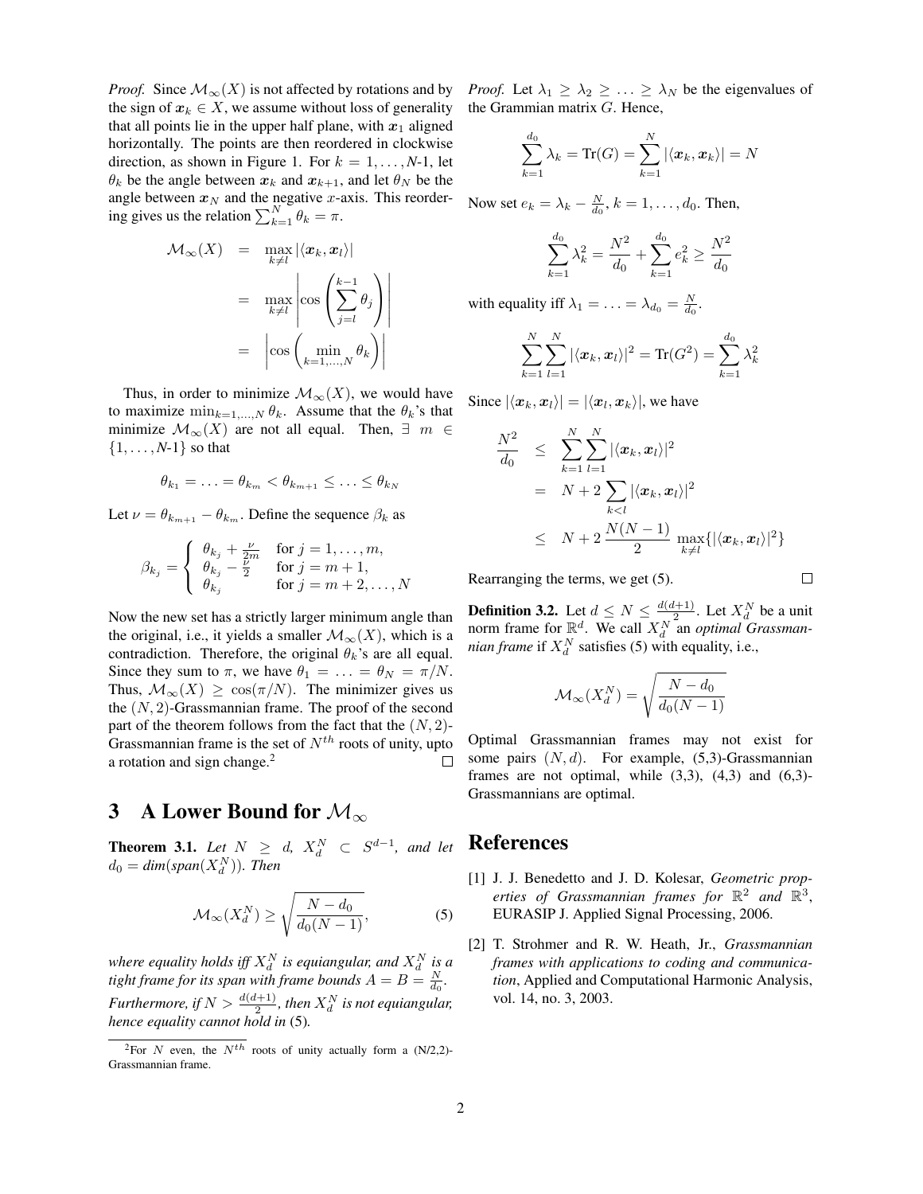*Proof.* Since $\mathcal{M}_\infty(X)$ is not affected by rotations and by the sign of $\boldsymbol{x}_k \in X$, we assume without loss of generality that all points lie in the upper half plane, with $\boldsymbol{x}_1$ aligned horizontally. The points are then reordered in clockwise direction, as shown in Figure 1. For $k = 1, \ldots, N\text{-}1$, let $\theta_k$ be the angle between $\boldsymbol{x}_k$ and $\boldsymbol{x}_{k+1}$, and let $\theta_N$ be the angle between $\boldsymbol{x}_N$ and the negative $x$-axis. This reordering gives us the relation $\sum_{k=1}^{N} \theta_k = \pi$.

$$
\begin{aligned}
\mathcal{M}_\infty(X) &= \max_{k \neq l} |\langle \boldsymbol{x}_k, \boldsymbol{x}_l \rangle| \\
&= \max_{k \neq l} \left| \cos \left( \sum_{j=l}^{k-1} \theta_j \right) \right| \\
&= \left| \cos \left( \min_{k=1,\ldots,N} \theta_k \right) \right|
\end{aligned}
$$

Thus, in order to minimize $\mathcal{M}_\infty(X)$, we would have to maximize $\min_{k=1,\ldots,N} \theta_k$. Assume that the $\theta_k$'s that minimize $\mathcal{M}_\infty(X)$ are not all equal. Then, $\exists\ m \in \{1, \ldots, N\text{-}1\}$ so that

$$
\theta_{k_1} = \ldots = \theta_{k_m} < \theta_{k_{m+1}} \leq \ldots \leq \theta_{k_N}
$$

Let $\nu = \theta_{k_{m+1}} - \theta_{k_m}$. Define the sequence $\beta_k$ as

$$
\beta_{k_j} = \begin{cases} \theta_{k_j} + \frac{\nu}{2m} & \text{for } j = 1, \ldots, m, \\ \theta_{k_j} - \frac{\nu}{2} & \text{for } j = m+1, \\ \theta_{k_j} & \text{for } j = m+2, \ldots, N \end{cases}
$$

Now the new set has a strictly larger minimum angle than the original, i.e., it yields a smaller $\mathcal{M}_\infty(X)$, which is a contradiction. Therefore, the original $\theta_k$'s are all equal. Since they sum to $\pi$, we have $\theta_1 = \ldots = \theta_N = \pi/N$. Thus, $\mathcal{M}_\infty(X) \geq \cos(\pi/N)$. The minimizer gives us the $(N, 2)$-Grassmannian frame. The proof of the second part of the theorem follows from the fact that the $(N, 2)$-Grassmannian frame is the set of $N^{th}$ roots of unity, upto a rotation and sign change.[2] ☐

[2] For $N$ even, the $N^{th}$ roots of unity actually form a (N/2,2)-Grassmannian frame.

# 3 A Lower Bound for $\mathcal{M}_\infty$

**Theorem 3.1.** *Let $N \geq d$, $X_d^N \subset S^{d-1}$, and let $d_0 = \mathit{dim}(\mathit{span}(X_d^N))$. Then*

$$
\mathcal{M}_\infty(X_d^N) \geq \sqrt{\frac{N - d_0}{d_0(N-1)}}, \tag{5}
$$

*where equality holds iff $X_d^N$ is equiangular, and $X_d^N$ is a tight frame for its span with frame bounds $A = B = \frac{N}{d_0}$. Furthermore, if $N > \frac{d(d+1)}{2}$, then $X_d^N$ is not equiangular, hence equality cannot hold in* (5)*.*

*Proof.* Let $\lambda_1 \geq \lambda_2 \geq \ldots \geq \lambda_N$ be the eigenvalues of the Grammian matrix $G$. Hence,

$$
\sum_{k=1}^{d_0} \lambda_k = \text{Tr}(G) = \sum_{k=1}^{N} |\langle \boldsymbol{x}_k, \boldsymbol{x}_k \rangle| = N
$$

Now set $e_k = \lambda_k - \frac{N}{d_0}$, $k = 1, \ldots, d_0$. Then,

$$
\sum_{k=1}^{d_0} \lambda_k^2 = \frac{N^2}{d_0} + \sum_{k=1}^{d_0} e_k^2 \geq \frac{N^2}{d_0}
$$

with equality iff $\lambda_1 = \ldots = \lambda_{d_0} = \frac{N}{d_0}$.

$$
\sum_{k=1}^{N} \sum_{l=1}^{N} |\langle \boldsymbol{x}_k, \boldsymbol{x}_l \rangle|^2 = \text{Tr}(G^2) = \sum_{k=1}^{d_0} \lambda_k^2
$$

Since $|\langle \boldsymbol{x}_k, \boldsymbol{x}_l \rangle| = |\langle \boldsymbol{x}_l, \boldsymbol{x}_k \rangle|$, we have

$$
\begin{aligned}
\frac{N^2}{d_0} &\leq \sum_{k=1}^{N} \sum_{l=1}^{N} |\langle \boldsymbol{x}_k, \boldsymbol{x}_l \rangle|^2 \\
&= N + 2 \sum_{k<l} |\langle \boldsymbol{x}_k, \boldsymbol{x}_l \rangle|^2 \\
&\leq N + 2\, \frac{N(N-1)}{2}\, \max_{k \neq l} \{|\langle \boldsymbol{x}_k, \boldsymbol{x}_l \rangle|^2\}
\end{aligned}
$$

Rearranging the terms, we get (5). ☐

**Definition 3.2.** Let $d \leq N \leq \frac{d(d+1)}{2}$. Let $X_d^N$ be a unit norm frame for $\mathbb{R}^d$. We call $X_d^N$ an *optimal Grassmannian frame* if $X_d^N$ satisfies (5) with equality, i.e.,

$$
\mathcal{M}_\infty(X_d^N) = \sqrt{\frac{N - d_0}{d_0(N-1)}}
$$

Optimal Grassmannian frames may not exist for some pairs $(N, d)$. For example, (5,3)-Grassmannian frames are not optimal, while (3,3), (4,3) and (6,3)-Grassmannians are optimal.

# References

[1] J. J. Benedetto and J. D. Kolesar, *Geometric properties of Grassmannian frames for $\mathbb{R}^2$ and $\mathbb{R}^3$*, EURASIP J. Applied Signal Processing, 2006.

[2] T. Strohmer and R. W. Heath, Jr., *Grassmannian frames with applications to coding and communication*, Applied and Computational Harmonic Analysis, vol. 14, no. 3, 2003.